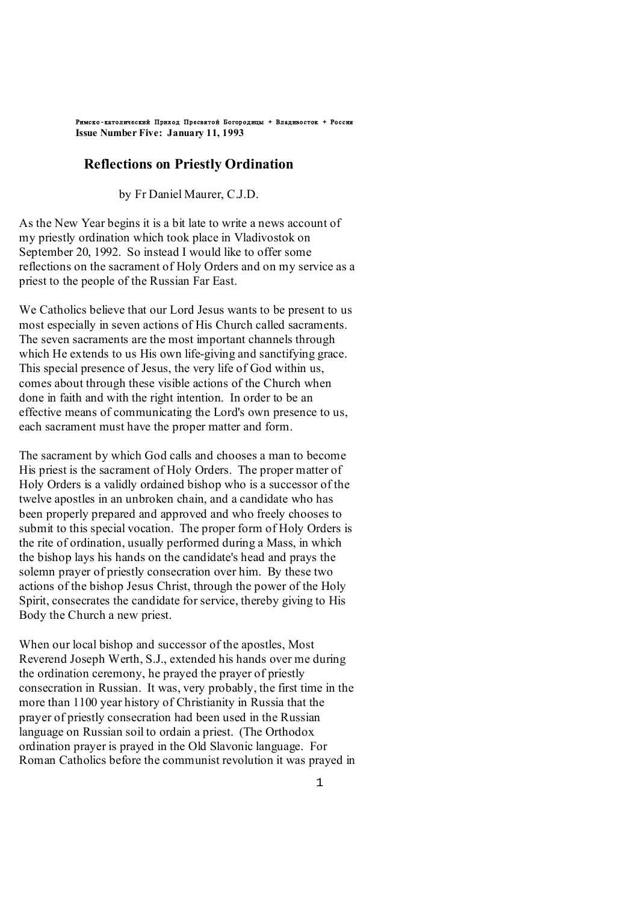Римско-католический Приход Пресвятой Богородицы + Владивосток + Россия
**Issue Number Five: January 11, 1993**

# Reflections on Priestly Ordination

by Fr Daniel Maurer, C.J.D.

As the New Year begins it is a bit late to write a news account of my priestly ordination which took place in Vladivostok on September 20, 1992. So instead I would like to offer some reflections on the sacrament of Holy Orders and on my service as a priest to the people of the Russian Far East.

We Catholics believe that our Lord Jesus wants to be present to us most especially in seven actions of His Church called sacraments. The seven sacraments are the most important channels through which He extends to us His own life-giving and sanctifying grace. This special presence of Jesus, the very life of God within us, comes about through these visible actions of the Church when done in faith and with the right intention. In order to be an effective means of communicating the Lord's own presence to us, each sacrament must have the proper matter and form.

The sacrament by which God calls and chooses a man to become His priest is the sacrament of Holy Orders. The proper matter of Holy Orders is a validly ordained bishop who is a successor of the twelve apostles in an unbroken chain, and a candidate who has been properly prepared and approved and who freely chooses to submit to this special vocation. The proper form of Holy Orders is the rite of ordination, usually performed during a Mass, in which the bishop lays his hands on the candidate's head and prays the solemn prayer of priestly consecration over him. By these two actions of the bishop Jesus Christ, through the power of the Holy Spirit, consecrates the candidate for service, thereby giving to His Body the Church a new priest.

When our local bishop and successor of the apostles, Most Reverend Joseph Werth, S.J., extended his hands over me during the ordination ceremony, he prayed the prayer of priestly consecration in Russian. It was, very probably, the first time in the more than 1100 year history of Christianity in Russia that the prayer of priestly consecration had been used in the Russian language on Russian soil to ordain a priest. (The Orthodox ordination prayer is prayed in the Old Slavonic language. For Roman Catholics before the communist revolution it was prayed in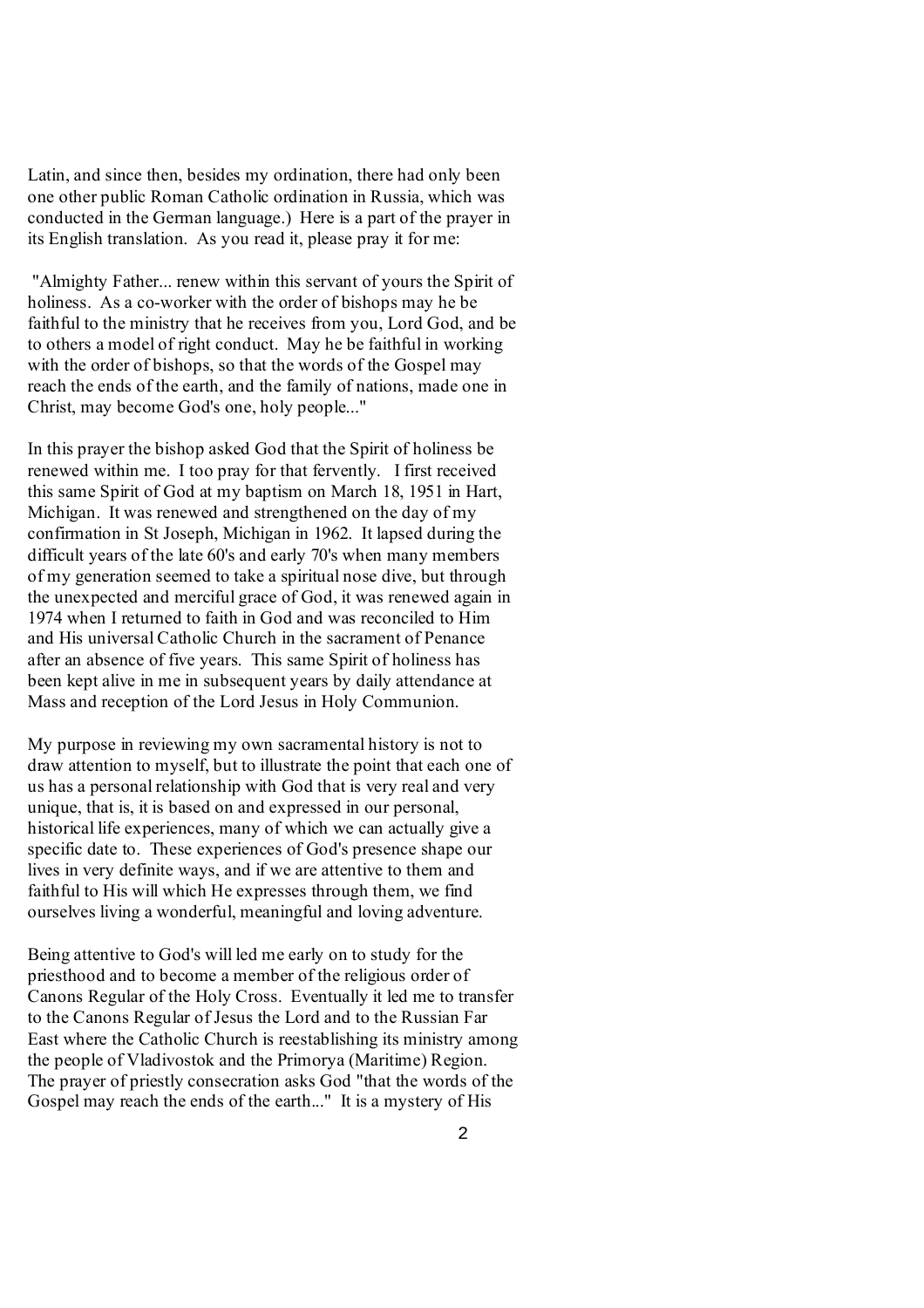Latin, and since then, besides my ordination, there had only been one other public Roman Catholic ordination in Russia, which was conducted in the German language.) Here is a part of the prayer in its English translation. As you read it, please pray it for me:

"Almighty Father... renew within this servant of yours the Spirit of holiness. As a co-worker with the order of bishops may he be faithful to the ministry that he receives from you, Lord God, and be to others a model of right conduct. May he be faithful in working with the order of bishops, so that the words of the Gospel may reach the ends of the earth, and the family of nations, made one in Christ, may become God's one, holy people..."

In this prayer the bishop asked God that the Spirit of holiness be renewed within me. I too pray for that fervently. I first received this same Spirit of God at my baptism on March 18, 1951 in Hart, Michigan. It was renewed and strengthened on the day of my confirmation in St Joseph, Michigan in 1962. It lapsed during the difficult years of the late 60's and early 70's when many members of my generation seemed to take a spiritual nose dive, but through the unexpected and merciful grace of God, it was renewed again in 1974 when I returned to faith in God and was reconciled to Him and His universal Catholic Church in the sacrament of Penance after an absence of five years. This same Spirit of holiness has been kept alive in me in subsequent years by daily attendance at Mass and reception of the Lord Jesus in Holy Communion.

My purpose in reviewing my own sacramental history is not to draw attention to myself, but to illustrate the point that each one of us has a personal relationship with God that is very real and very unique, that is, it is based on and expressed in our personal, historical life experiences, many of which we can actually give a specific date to. These experiences of God's presence shape our lives in very definite ways, and if we are attentive to them and faithful to His will which He expresses through them, we find ourselves living a wonderful, meaningful and loving adventure.

Being attentive to God's will led me early on to study for the priesthood and to become a member of the religious order of Canons Regular of the Holy Cross. Eventually it led me to transfer to the Canons Regular of Jesus the Lord and to the Russian Far East where the Catholic Church is reestablishing its ministry among the people of Vladivostok and the Primorya (Maritime) Region. The prayer of priestly consecration asks God "that the words of the Gospel may reach the ends of the earth..." It is a mystery of His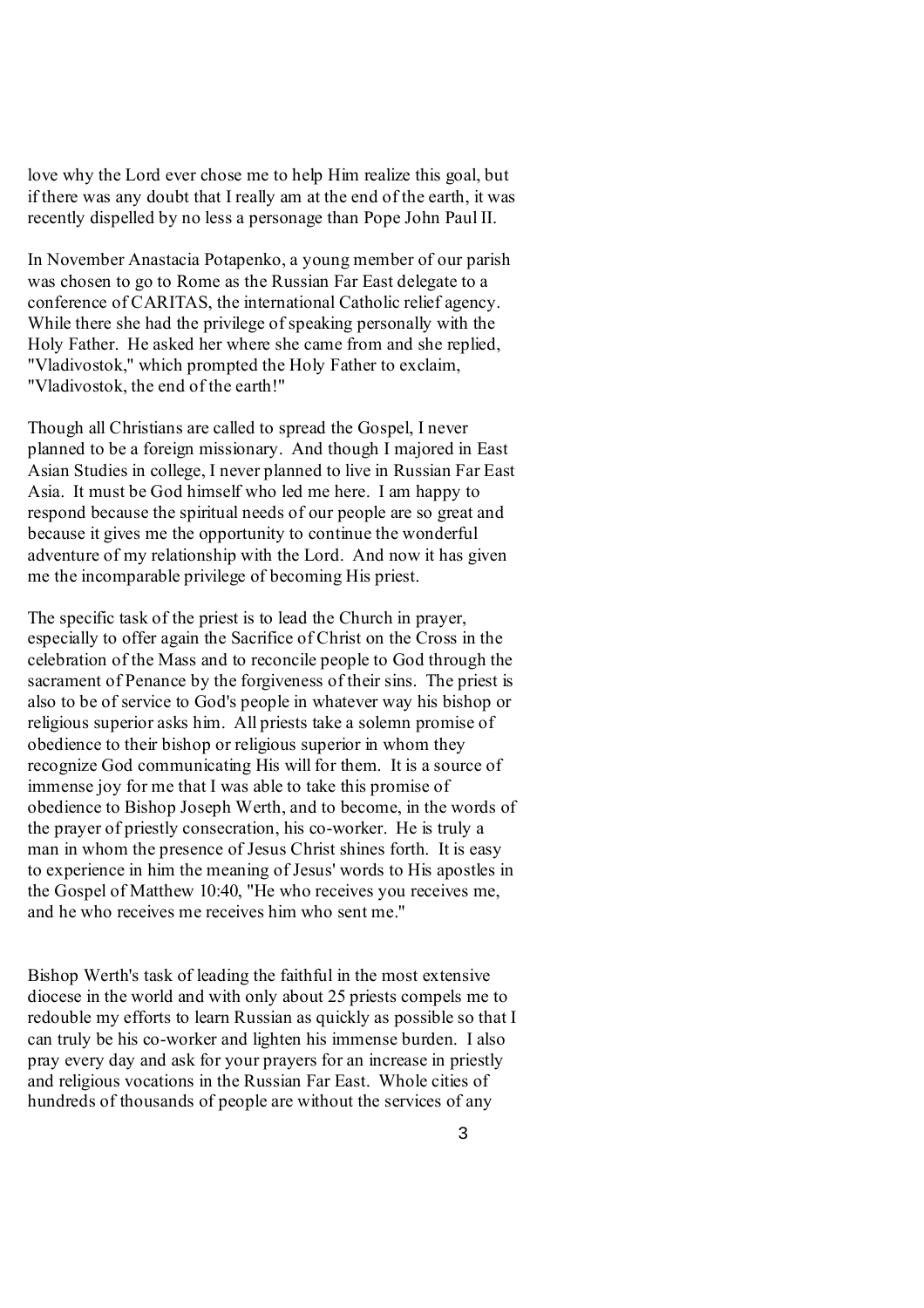love why the Lord ever chose me to help Him realize this goal, but if there was any doubt that I really am at the end of the earth, it was recently dispelled by no less a personage than Pope John Paul II.

In November Anastacia Potapenko, a young member of our parish was chosen to go to Rome as the Russian Far East delegate to a conference of CARITAS, the international Catholic relief agency. While there she had the privilege of speaking personally with the Holy Father. He asked her where she came from and she replied, "Vladivostok," which prompted the Holy Father to exclaim, "Vladivostok, the end of the earth!"

Though all Christians are called to spread the Gospel, I never planned to be a foreign missionary. And though I majored in East Asian Studies in college, I never planned to live in Russian Far East Asia. It must be God himself who led me here. I am happy to respond because the spiritual needs of our people are so great and because it gives me the opportunity to continue the wonderful adventure of my relationship with the Lord. And now it has given me the incomparable privilege of becoming His priest.

The specific task of the priest is to lead the Church in prayer, especially to offer again the Sacrifice of Christ on the Cross in the celebration of the Mass and to reconcile people to God through the sacrament of Penance by the forgiveness of their sins. The priest is also to be of service to God's people in whatever way his bishop or religious superior asks him. All priests take a solemn promise of obedience to their bishop or religious superior in whom they recognize God communicating His will for them. It is a source of immense joy for me that I was able to take this promise of obedience to Bishop Joseph Werth, and to become, in the words of the prayer of priestly consecration, his co-worker. He is truly a man in whom the presence of Jesus Christ shines forth. It is easy to experience in him the meaning of Jesus' words to His apostles in the Gospel of Matthew 10:40, "He who receives you receives me, and he who receives me receives him who sent me."

Bishop Werth's task of leading the faithful in the most extensive diocese in the world and with only about 25 priests compels me to redouble my efforts to learn Russian as quickly as possible so that I can truly be his co-worker and lighten his immense burden. I also pray every day and ask for your prayers for an increase in priestly and religious vocations in the Russian Far East. Whole cities of hundreds of thousands of people are without the services of any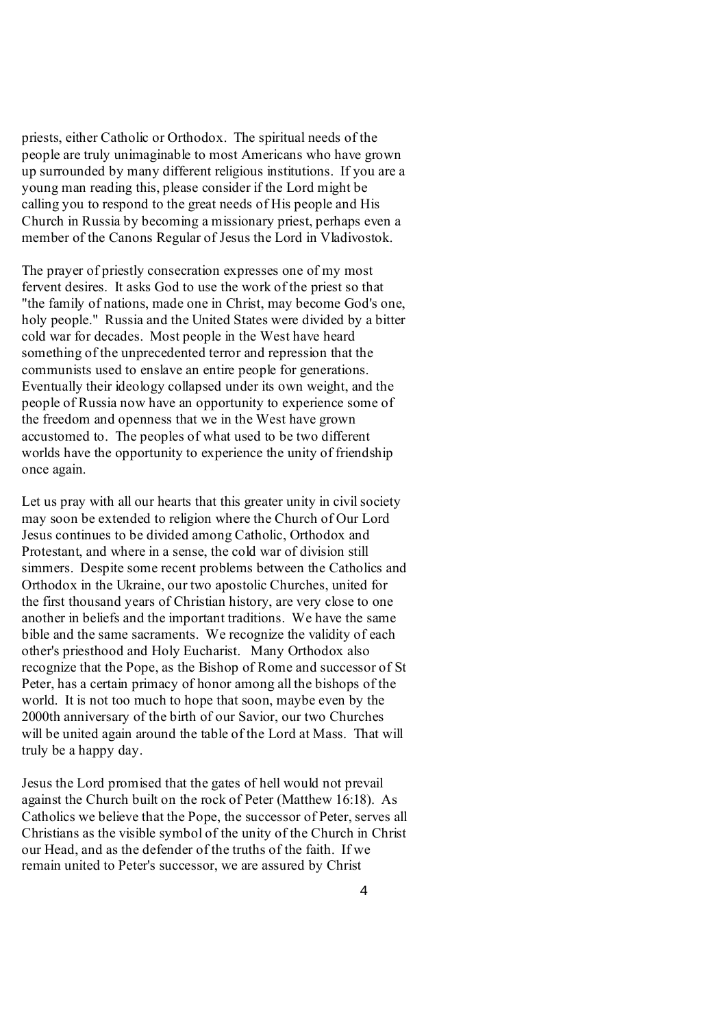priests, either Catholic or Orthodox. The spiritual needs of the people are truly unimaginable to most Americans who have grown up surrounded by many different religious institutions. If you are a young man reading this, please consider if the Lord might be calling you to respond to the great needs of His people and His Church in Russia by becoming a missionary priest, perhaps even a member of the Canons Regular of Jesus the Lord in Vladivostok.

The prayer of priestly consecration expresses one of my most fervent desires. It asks God to use the work of the priest so that "the family of nations, made one in Christ, may become God's one, holy people." Russia and the United States were divided by a bitter cold war for decades. Most people in the West have heard something of the unprecedented terror and repression that the communists used to enslave an entire people for generations. Eventually their ideology collapsed under its own weight, and the people of Russia now have an opportunity to experience some of the freedom and openness that we in the West have grown accustomed to. The peoples of what used to be two different worlds have the opportunity to experience the unity of friendship once again.

Let us pray with all our hearts that this greater unity in civil society may soon be extended to religion where the Church of Our Lord Jesus continues to be divided among Catholic, Orthodox and Protestant, and where in a sense, the cold war of division still simmers. Despite some recent problems between the Catholics and Orthodox in the Ukraine, our two apostolic Churches, united for the first thousand years of Christian history, are very close to one another in beliefs and the important traditions. We have the same bible and the same sacraments. We recognize the validity of each other's priesthood and Holy Eucharist. Many Orthodox also recognize that the Pope, as the Bishop of Rome and successor of St Peter, has a certain primacy of honor among all the bishops of the world. It is not too much to hope that soon, maybe even by the 2000th anniversary of the birth of our Savior, our two Churches will be united again around the table of the Lord at Mass. That will truly be a happy day.

Jesus the Lord promised that the gates of hell would not prevail against the Church built on the rock of Peter (Matthew 16:18). As Catholics we believe that the Pope, the successor of Peter, serves all Christians as the visible symbol of the unity of the Church in Christ our Head, and as the defender of the truths of the faith. If we remain united to Peter's successor, we are assured by Christ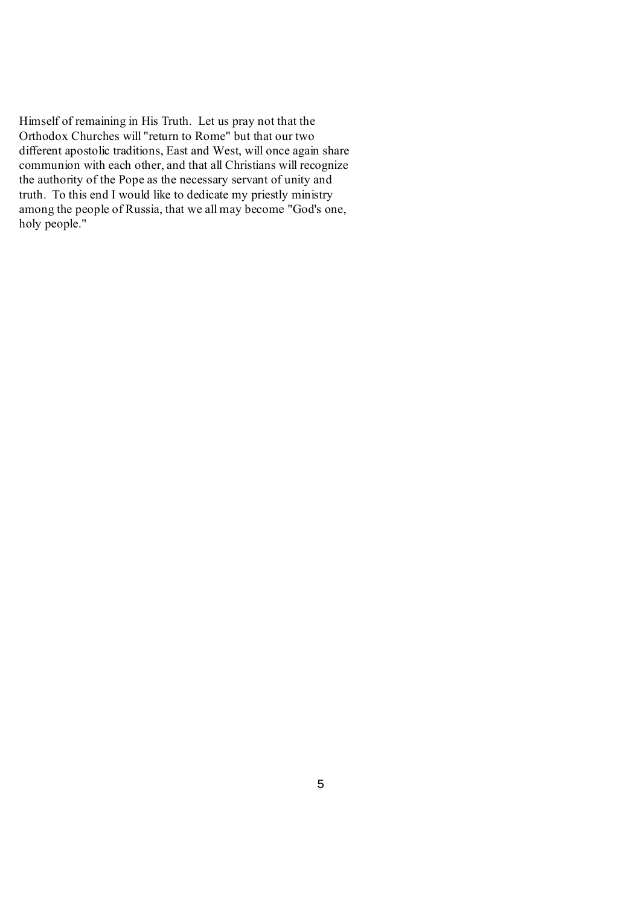Himself of remaining in His Truth. Let us pray not that the Orthodox Churches will "return to Rome" but that our two different apostolic traditions, East and West, will once again share communion with each other, and that all Christians will recognize the authority of the Pope as the necessary servant of unity and truth. To this end I would like to dedicate my priestly ministry among the people of Russia, that we all may become "God's one, holy people."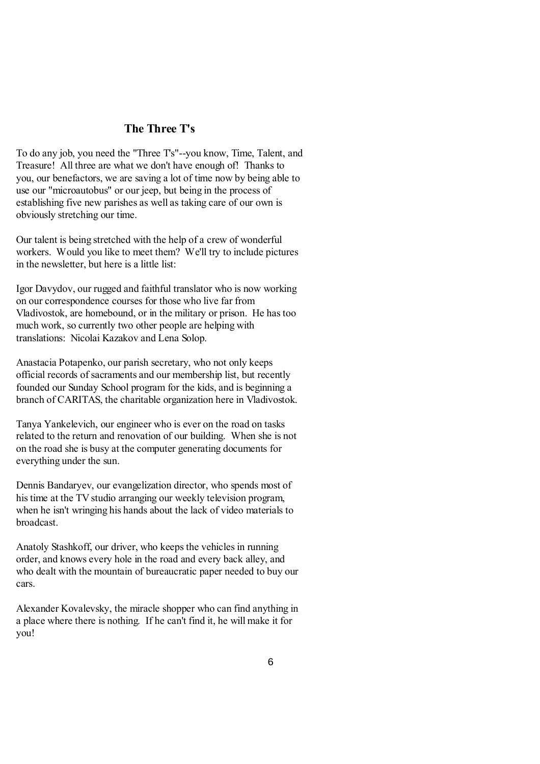## The Three T's

To do any job, you need the "Three T's"--you know, Time, Talent, and Treasure! All three are what we don't have enough of! Thanks to you, our benefactors, we are saving a lot of time now by being able to use our "microautobus" or our jeep, but being in the process of establishing five new parishes as well as taking care of our own is obviously stretching our time.

Our talent is being stretched with the help of a crew of wonderful workers. Would you like to meet them? We'll try to include pictures in the newsletter, but here is a little list:

Igor Davydov, our rugged and faithful translator who is now working on our correspondence courses for those who live far from Vladivostok, are homebound, or in the military or prison. He has too much work, so currently two other people are helping with translations: Nicolai Kazakov and Lena Solop.

Anastacia Potapenko, our parish secretary, who not only keeps official records of sacraments and our membership list, but recently founded our Sunday School program for the kids, and is beginning a branch of CARITAS, the charitable organization here in Vladivostok.

Tanya Yankelevich, our engineer who is ever on the road on tasks related to the return and renovation of our building. When she is not on the road she is busy at the computer generating documents for everything under the sun.

Dennis Bandaryev, our evangelization director, who spends most of his time at the TV studio arranging our weekly television program, when he isn't wringing his hands about the lack of video materials to broadcast.

Anatoly Stashkoff, our driver, who keeps the vehicles in running order, and knows every hole in the road and every back alley, and who dealt with the mountain of bureaucratic paper needed to buy our cars.

Alexander Kovalevsky, the miracle shopper who can find anything in a place where there is nothing. If he can't find it, he will make it for you!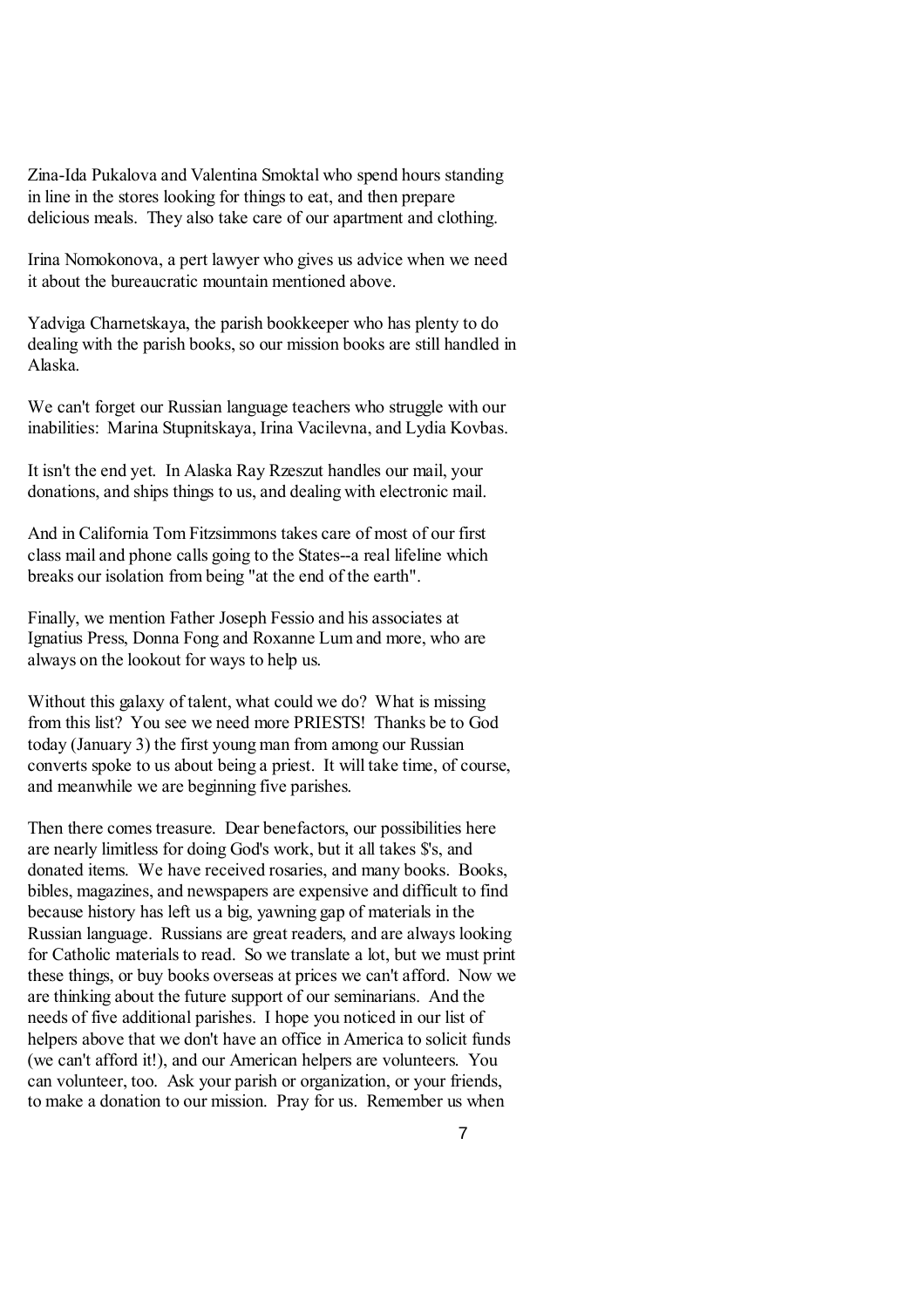Zina-Ida Pukalova and Valentina Smoktal who spend hours standing in line in the stores looking for things to eat, and then prepare delicious meals. They also take care of our apartment and clothing.

Irina Nomokonova, a pert lawyer who gives us advice when we need it about the bureaucratic mountain mentioned above.

Yadviga Charnetskaya, the parish bookkeeper who has plenty to do dealing with the parish books, so our mission books are still handled in Alaska.

We can't forget our Russian language teachers who struggle with our inabilities: Marina Stupnitskaya, Irina Vacilevna, and Lydia Kovbas.

It isn't the end yet. In Alaska Ray Rzeszut handles our mail, your donations, and ships things to us, and dealing with electronic mail.

And in California Tom Fitzsimmons takes care of most of our first class mail and phone calls going to the States--a real lifeline which breaks our isolation from being "at the end of the earth".

Finally, we mention Father Joseph Fessio and his associates at Ignatius Press, Donna Fong and Roxanne Lum and more, who are always on the lookout for ways to help us.

Without this galaxy of talent, what could we do? What is missing from this list? You see we need more PRIESTS! Thanks be to God today (January 3) the first young man from among our Russian converts spoke to us about being a priest. It will take time, of course, and meanwhile we are beginning five parishes.

Then there comes treasure. Dear benefactors, our possibilities here are nearly limitless for doing God's work, but it all takes $'s, and donated items. We have received rosaries, and many books. Books, bibles, magazines, and newspapers are expensive and difficult to find because history has left us a big, yawning gap of materials in the Russian language. Russians are great readers, and are always looking for Catholic materials to read. So we translate a lot, but we must print these things, or buy books overseas at prices we can't afford. Now we are thinking about the future support of our seminarians. And the needs of five additional parishes. I hope you noticed in our list of helpers above that we don't have an office in America to solicit funds (we can't afford it!), and our American helpers are volunteers. You can volunteer, too. Ask your parish or organization, or your friends, to make a donation to our mission. Pray for us. Remember us when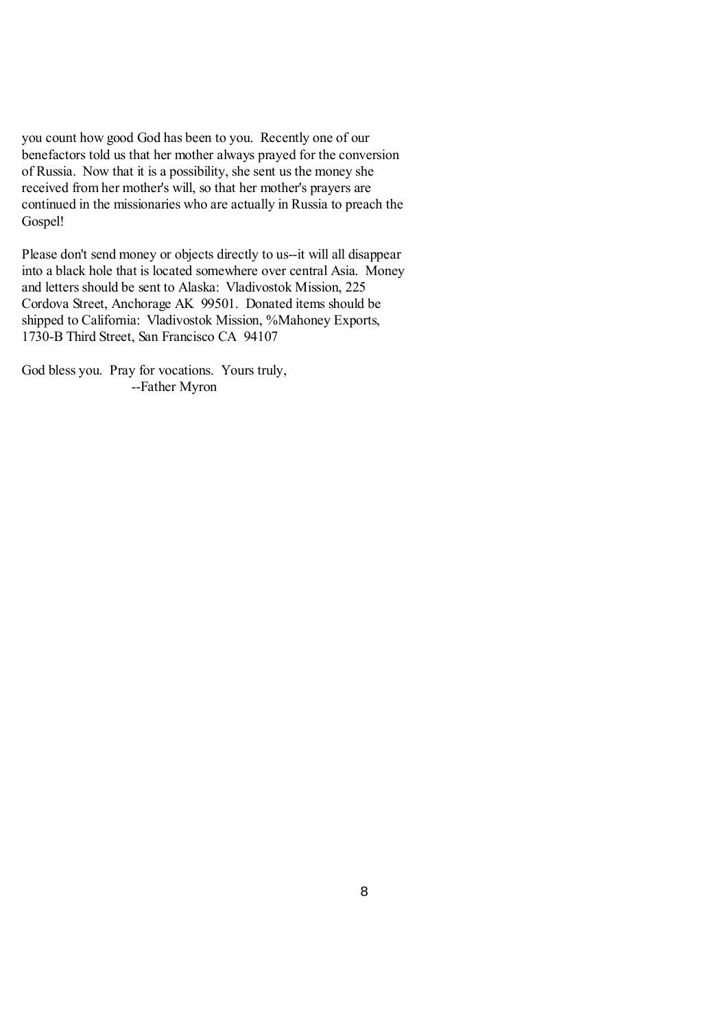you count how good God has been to you. Recently one of our benefactors told us that her mother always prayed for the conversion of Russia. Now that it is a possibility, she sent us the money she received from her mother's will, so that her mother's prayers are continued in the missionaries who are actually in Russia to preach the Gospel!

Please don't send money or objects directly to us--it will all disappear into a black hole that is located somewhere over central Asia. Money and letters should be sent to Alaska: Vladivostok Mission, 225 Cordova Street, Anchorage AK 99501. Donated items should be shipped to California: Vladivostok Mission, %Mahoney Exports, 1730-B Third Street, San Francisco CA 94107

God bless you. Pray for vocations. Yours truly,

--Father Myron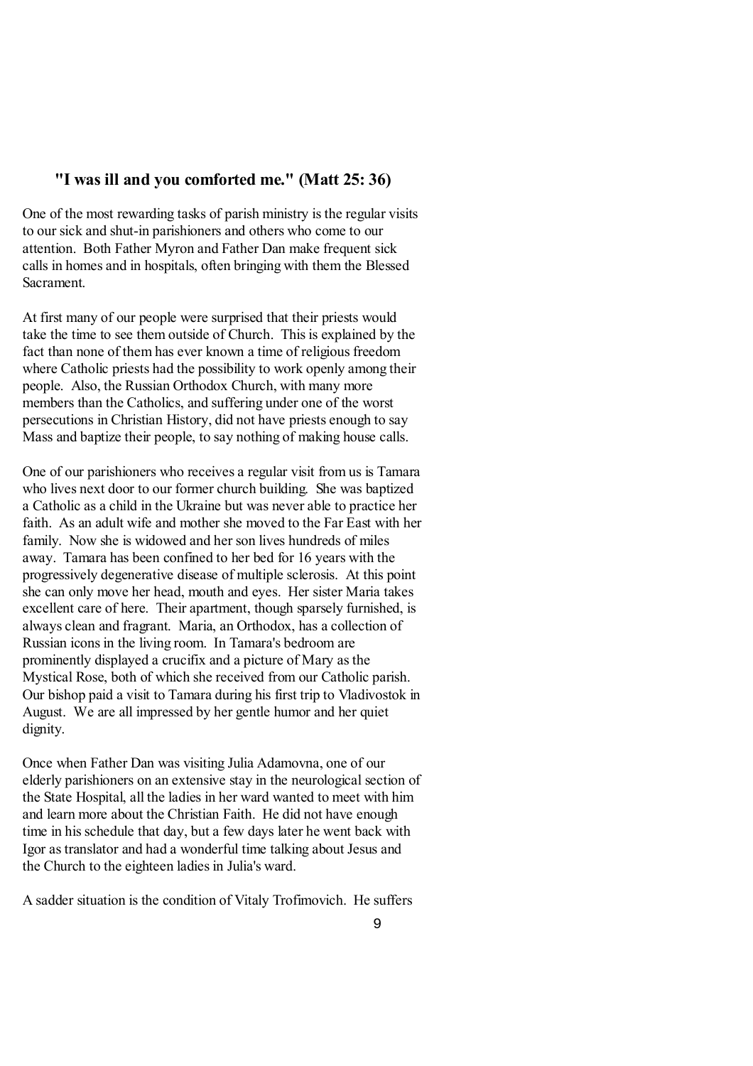## "I was ill and you comforted me." (Matt 25: 36)

One of the most rewarding tasks of parish ministry is the regular visits to our sick and shut-in parishioners and others who come to our attention. Both Father Myron and Father Dan make frequent sick calls in homes and in hospitals, often bringing with them the Blessed Sacrament.

At first many of our people were surprised that their priests would take the time to see them outside of Church. This is explained by the fact than none of them has ever known a time of religious freedom where Catholic priests had the possibility to work openly among their people. Also, the Russian Orthodox Church, with many more members than the Catholics, and suffering under one of the worst persecutions in Christian History, did not have priests enough to say Mass and baptize their people, to say nothing of making house calls.

One of our parishioners who receives a regular visit from us is Tamara who lives next door to our former church building. She was baptized a Catholic as a child in the Ukraine but was never able to practice her faith. As an adult wife and mother she moved to the Far East with her family. Now she is widowed and her son lives hundreds of miles away. Tamara has been confined to her bed for 16 years with the progressively degenerative disease of multiple sclerosis. At this point she can only move her head, mouth and eyes. Her sister Maria takes excellent care of here. Their apartment, though sparsely furnished, is always clean and fragrant. Maria, an Orthodox, has a collection of Russian icons in the living room. In Tamara's bedroom are prominently displayed a crucifix and a picture of Mary as the Mystical Rose, both of which she received from our Catholic parish. Our bishop paid a visit to Tamara during his first trip to Vladivostok in August. We are all impressed by her gentle humor and her quiet dignity.

Once when Father Dan was visiting Julia Adamovna, one of our elderly parishioners on an extensive stay in the neurological section of the State Hospital, all the ladies in her ward wanted to meet with him and learn more about the Christian Faith. He did not have enough time in his schedule that day, but a few days later he went back with Igor as translator and had a wonderful time talking about Jesus and the Church to the eighteen ladies in Julia's ward.

A sadder situation is the condition of Vitaly Trofimovich. He suffers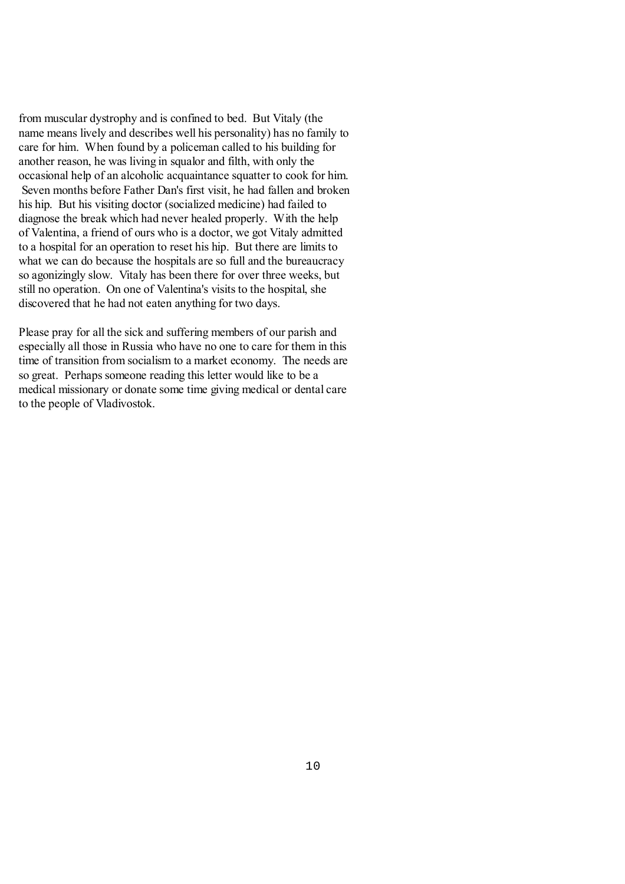from muscular dystrophy and is confined to bed. But Vitaly (the name means lively and describes well his personality) has no family to care for him. When found by a policeman called to his building for another reason, he was living in squalor and filth, with only the occasional help of an alcoholic acquaintance squatter to cook for him. Seven months before Father Dan's first visit, he had fallen and broken his hip. But his visiting doctor (socialized medicine) had failed to diagnose the break which had never healed properly. With the help of Valentina, a friend of ours who is a doctor, we got Vitaly admitted to a hospital for an operation to reset his hip. But there are limits to what we can do because the hospitals are so full and the bureaucracy so agonizingly slow. Vitaly has been there for over three weeks, but still no operation. On one of Valentina's visits to the hospital, she discovered that he had not eaten anything for two days.

Please pray for all the sick and suffering members of our parish and especially all those in Russia who have no one to care for them in this time of transition from socialism to a market economy. The needs are so great. Perhaps someone reading this letter would like to be a medical missionary or donate some time giving medical or dental care to the people of Vladivostok.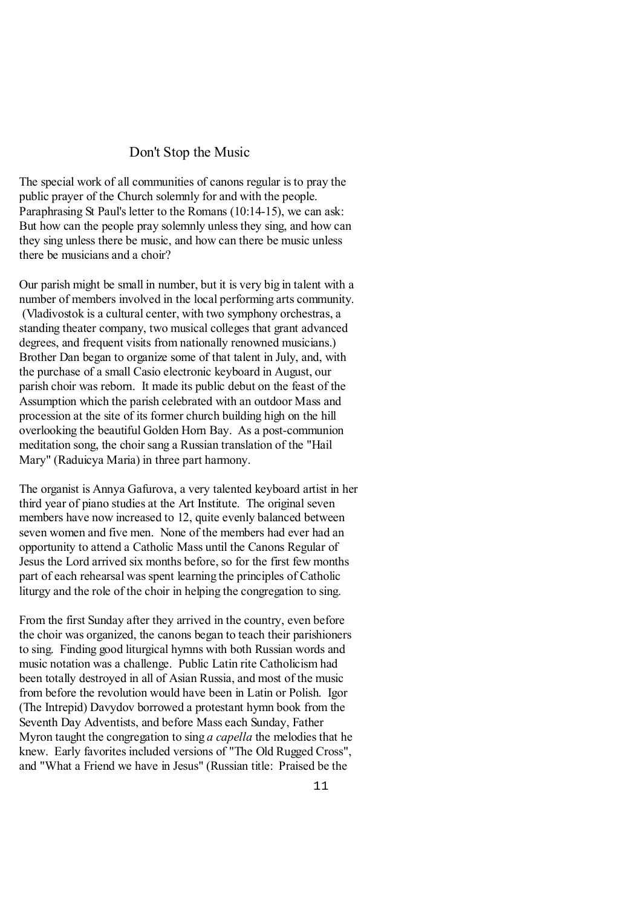## Don't Stop the Music

The special work of all communities of canons regular is to pray the public prayer of the Church solemnly for and with the people. Paraphrasing St Paul's letter to the Romans (10:14-15), we can ask: But how can the people pray solemnly unless they sing, and how can they sing unless there be music, and how can there be music unless there be musicians and a choir?

Our parish might be small in number, but it is very big in talent with a number of members involved in the local performing arts community. (Vladivostok is a cultural center, with two symphony orchestras, a standing theater company, two musical colleges that grant advanced degrees, and frequent visits from nationally renowned musicians.) Brother Dan began to organize some of that talent in July, and, with the purchase of a small Casio electronic keyboard in August, our parish choir was reborn. It made its public debut on the feast of the Assumption which the parish celebrated with an outdoor Mass and procession at the site of its former church building high on the hill overlooking the beautiful Golden Horn Bay. As a post-communion meditation song, the choir sang a Russian translation of the "Hail Mary" (Raduicya Maria) in three part harmony.

The organist is Annya Gafurova, a very talented keyboard artist in her third year of piano studies at the Art Institute. The original seven members have now increased to 12, quite evenly balanced between seven women and five men. None of the members had ever had an opportunity to attend a Catholic Mass until the Canons Regular of Jesus the Lord arrived six months before, so for the first few months part of each rehearsal was spent learning the principles of Catholic liturgy and the role of the choir in helping the congregation to sing.

From the first Sunday after they arrived in the country, even before the choir was organized, the canons began to teach their parishioners to sing. Finding good liturgical hymns with both Russian words and music notation was a challenge. Public Latin rite Catholicism had been totally destroyed in all of Asian Russia, and most of the music from before the revolution would have been in Latin or Polish. Igor (The Intrepid) Davydov borrowed a protestant hymn book from the Seventh Day Adventists, and before Mass each Sunday, Father Myron taught the congregation to sing *a capella* the melodies that he knew. Early favorites included versions of "The Old Rugged Cross", and "What a Friend we have in Jesus" (Russian title: Praised be the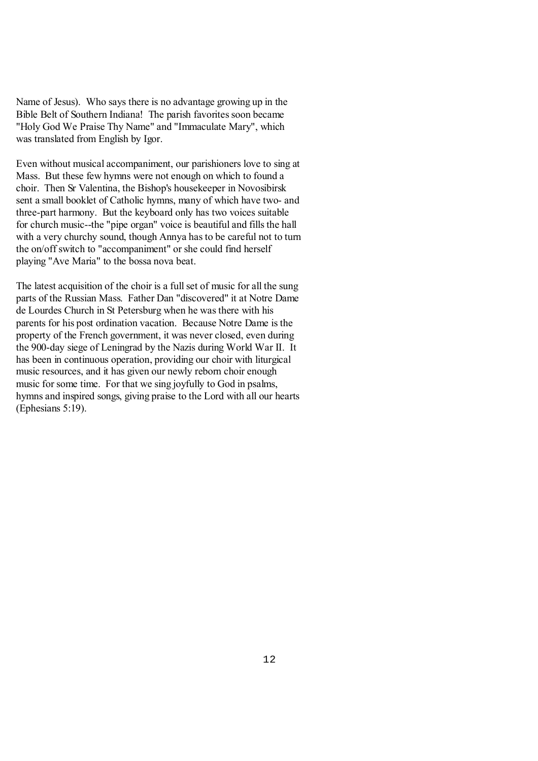Name of Jesus). Who says there is no advantage growing up in the Bible Belt of Southern Indiana! The parish favorites soon became "Holy God We Praise Thy Name" and "Immaculate Mary", which was translated from English by Igor.

Even without musical accompaniment, our parishioners love to sing at Mass. But these few hymns were not enough on which to found a choir. Then Sr Valentina, the Bishop's housekeeper in Novosibirsk sent a small booklet of Catholic hymns, many of which have two- and three-part harmony. But the keyboard only has two voices suitable for church music--the "pipe organ" voice is beautiful and fills the hall with a very churchy sound, though Annya has to be careful not to turn the on/off switch to "accompaniment" or she could find herself playing "Ave Maria" to the bossa nova beat.

The latest acquisition of the choir is a full set of music for all the sung parts of the Russian Mass. Father Dan "discovered" it at Notre Dame de Lourdes Church in St Petersburg when he was there with his parents for his post ordination vacation. Because Notre Dame is the property of the French government, it was never closed, even during the 900-day siege of Leningrad by the Nazis during World War II. It has been in continuous operation, providing our choir with liturgical music resources, and it has given our newly reborn choir enough music for some time. For that we sing joyfully to God in psalms, hymns and inspired songs, giving praise to the Lord with all our hearts (Ephesians 5:19).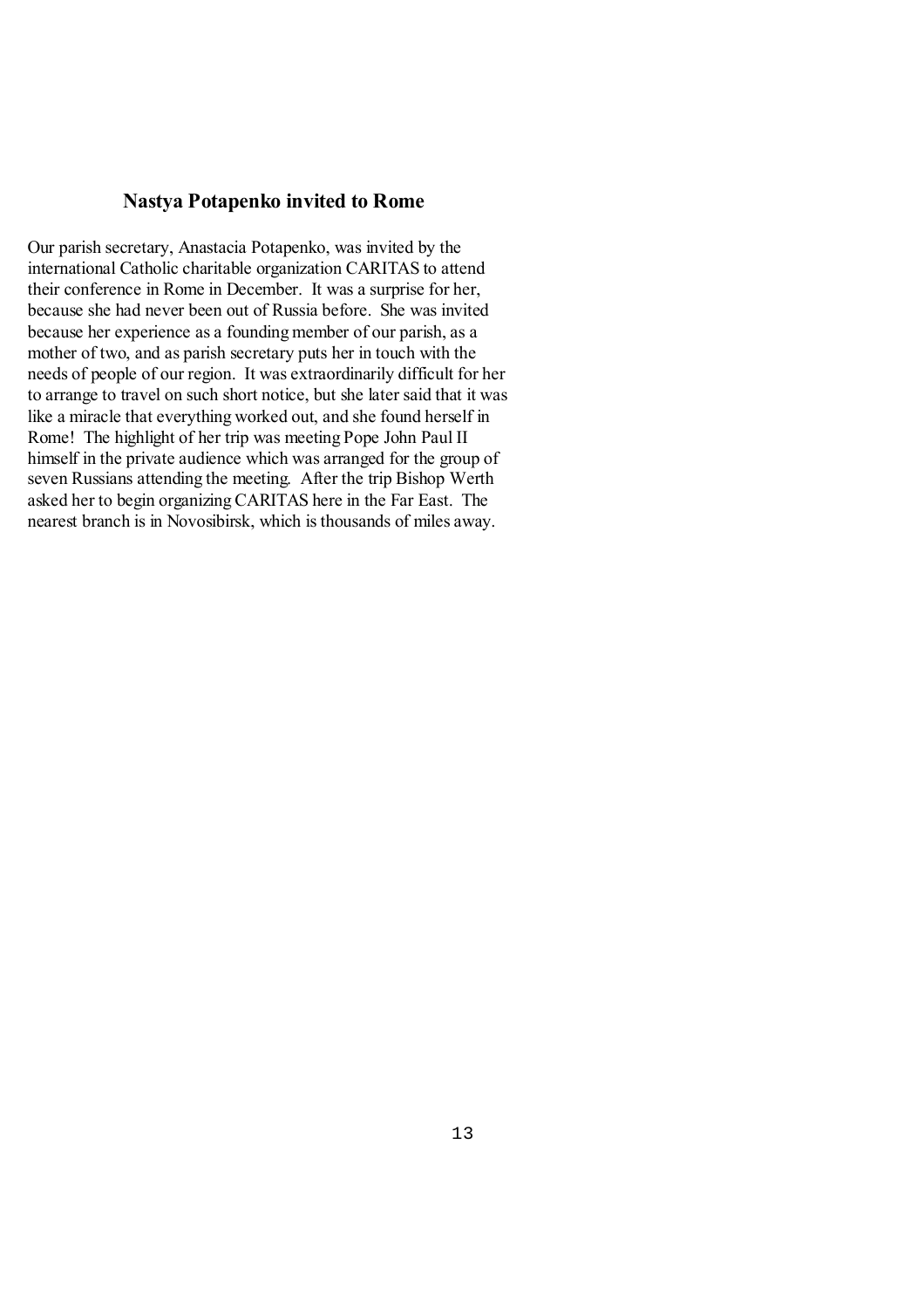## Nastya Potapenko invited to Rome

Our parish secretary, Anastacia Potapenko, was invited by the international Catholic charitable organization CARITAS to attend their conference in Rome in December. It was a surprise for her, because she had never been out of Russia before. She was invited because her experience as a founding member of our parish, as a mother of two, and as parish secretary puts her in touch with the needs of people of our region. It was extraordinarily difficult for her to arrange to travel on such short notice, but she later said that it was like a miracle that everything worked out, and she found herself in Rome! The highlight of her trip was meeting Pope John Paul II himself in the private audience which was arranged for the group of seven Russians attending the meeting. After the trip Bishop Werth asked her to begin organizing CARITAS here in the Far East. The nearest branch is in Novosibirsk, which is thousands of miles away.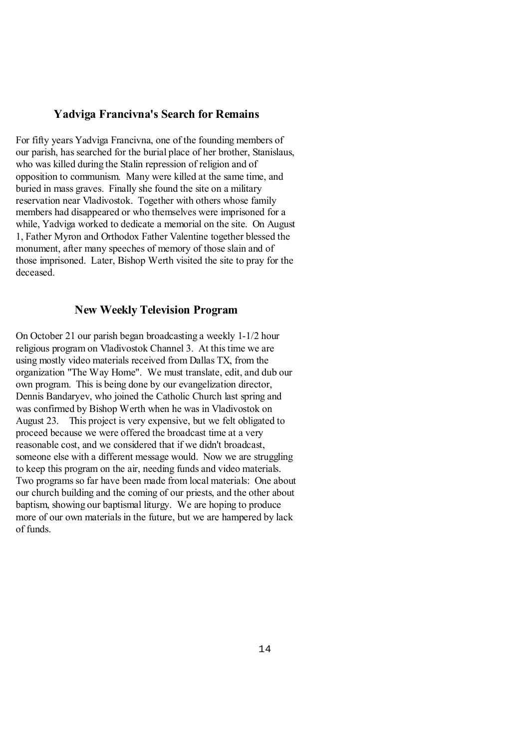## Yadviga Francivna's Search for Remains

For fifty years Yadviga Francivna, one of the founding members of our parish, has searched for the burial place of her brother, Stanislaus, who was killed during the Stalin repression of religion and of opposition to communism. Many were killed at the same time, and buried in mass graves. Finally she found the site on a military reservation near Vladivostok. Together with others whose family members had disappeared or who themselves were imprisoned for a while, Yadviga worked to dedicate a memorial on the site. On August 1, Father Myron and Orthodox Father Valentine together blessed the monument, after many speeches of memory of those slain and of those imprisoned. Later, Bishop Werth visited the site to pray for the deceased.

## New Weekly Television Program

On October 21 our parish began broadcasting a weekly 1-1/2 hour religious program on Vladivostok Channel 3. At this time we are using mostly video materials received from Dallas TX, from the organization "The Way Home". We must translate, edit, and dub our own program. This is being done by our evangelization director, Dennis Bandaryev, who joined the Catholic Church last spring and was confirmed by Bishop Werth when he was in Vladivostok on August 23. This project is very expensive, but we felt obligated to proceed because we were offered the broadcast time at a very reasonable cost, and we considered that if we didn't broadcast, someone else with a different message would. Now we are struggling to keep this program on the air, needing funds and video materials. Two programs so far have been made from local materials: One about our church building and the coming of our priests, and the other about baptism, showing our baptismal liturgy. We are hoping to produce more of our own materials in the future, but we are hampered by lack of funds.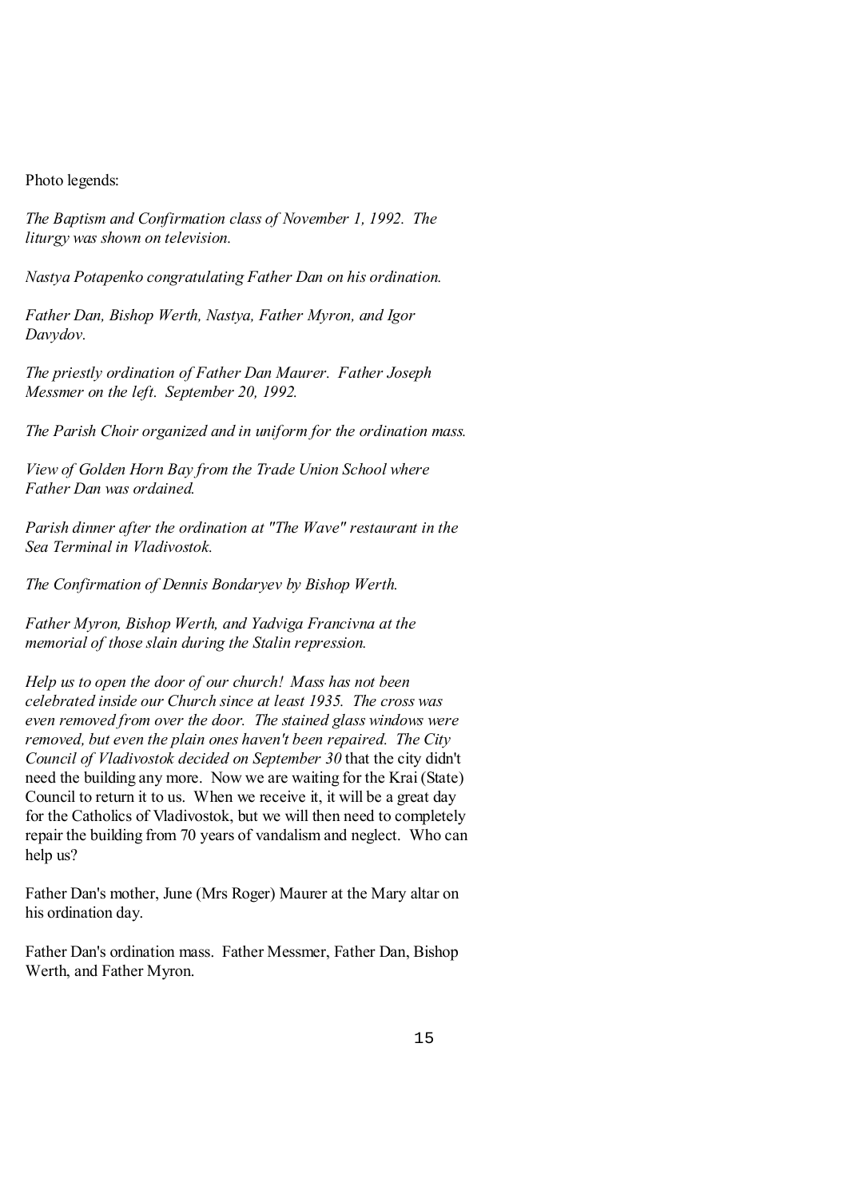Photo legends:

*The Baptism and Confirmation class of November 1, 1992. The liturgy was shown on television.*

*Nastya Potapenko congratulating Father Dan on his ordination.*

*Father Dan, Bishop Werth, Nastya, Father Myron, and Igor Davydov.*

*The priestly ordination of Father Dan Maurer. Father Joseph Messmer on the left. September 20, 1992.*

*The Parish Choir organized and in uniform for the ordination mass.*

*View of Golden Horn Bay from the Trade Union School where Father Dan was ordained.*

*Parish dinner after the ordination at "The Wave" restaurant in the Sea Terminal in Vladivostok.*

*The Confirmation of Dennis Bondaryev by Bishop Werth.*

*Father Myron, Bishop Werth, and Yadviga Francivna at the memorial of those slain during the Stalin repression.*

*Help us to open the door of our church! Mass has not been celebrated inside our Church since at least 1935. The cross was even removed from over the door. The stained glass windows were removed, but even the plain ones haven't been repaired. The City Council of Vladivostok decided on September 30* that the city didn't need the building any more. Now we are waiting for the Krai (State) Council to return it to us. When we receive it, it will be a great day for the Catholics of Vladivostok, but we will then need to completely repair the building from 70 years of vandalism and neglect. Who can help us?

Father Dan's mother, June (Mrs Roger) Maurer at the Mary altar on his ordination day.

Father Dan's ordination mass. Father Messmer, Father Dan, Bishop Werth, and Father Myron.